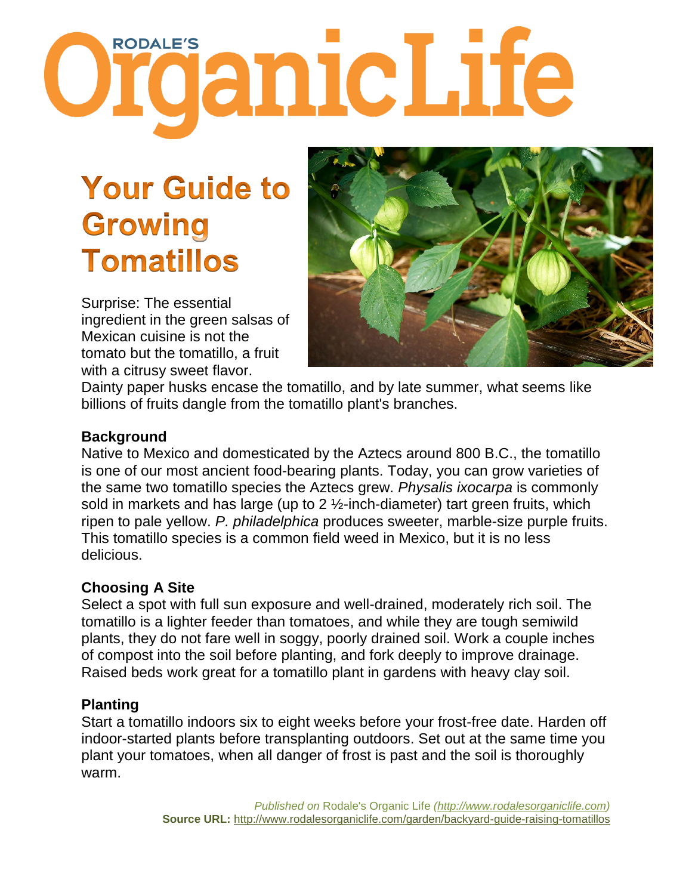# Rodale's Organic Life

## Your Guide to Growing Tomatillos

Surprise: The essential ingredient in the green salsas of Mexican cuisine is not the tomato but the tomatillo, a fruit with a citrusy sweet flavor. Dainty paper husks encase the tomatillo, and by late summer, what seems like billions of fruits dangle from the tomatillo plant's branches.

**Background**

Native to Mexico and domesticated by the Aztecs around 800 B.C., the tomatillo is one of our most ancient food-bearing plants. Today, you can grow varieties of the same two tomatillo species the Aztecs grew. *Physalis ixocarpa* is commonly sold in markets and has large (up to 2 ½-inch-diameter) tart green fruits, which ripen to pale yellow. *P. philadelphica* produces sweeter, marble-size purple fruits. This tomatillo species is a common field weed in Mexico, but it is no less delicious.

**Choosing A Site**

Select a spot with full sun exposure and well-drained, moderately rich soil. The tomatillo is a lighter feeder than tomatoes, and while they are tough semiwild plants, they do not fare well in soggy, poorly drained soil. Work a couple inches of compost into the soil before planting, and fork deeply to improve drainage. Raised beds work great for a tomatillo plant in gardens with heavy clay soil.

**Planting**

Start a tomatillo indoors six to eight weeks before your frost-free date. Harden off indoor-started plants before transplanting outdoors. Set out at the same time you plant your tomatoes, when all danger of frost is past and the soil is thoroughly warm.

*Published on* Rodale's Organic Life *(http://www.rodalesorganiclife.com)*
**Source URL:** http://www.rodalesorganiclife.com/garden/backyard-guide-raising-tomatillos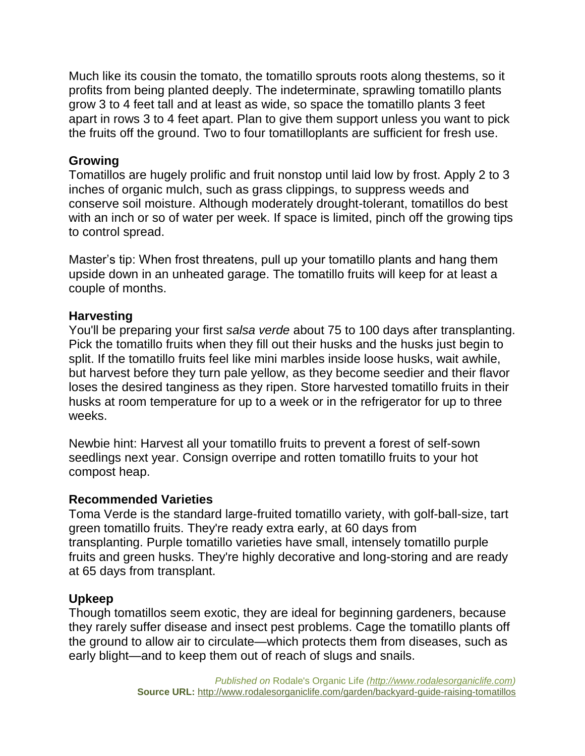Much like its cousin the tomato, the tomatillo sprouts roots along thestems, so it profits from being planted deeply. The indeterminate, sprawling tomatillo plants grow 3 to 4 feet tall and at least as wide, so space the tomatillo plants 3 feet apart in rows 3 to 4 feet apart. Plan to give them support unless you want to pick the fruits off the ground. Two to four tomatilloplants are sufficient for fresh use.

**Growing**

Tomatillos are hugely prolific and fruit nonstop until laid low by frost. Apply 2 to 3 inches of organic mulch, such as grass clippings, to suppress weeds and conserve soil moisture. Although moderately drought-tolerant, tomatillos do best with an inch or so of water per week. If space is limited, pinch off the growing tips to control spread.

Master's tip: When frost threatens, pull up your tomatillo plants and hang them upside down in an unheated garage. The tomatillo fruits will keep for at least a couple of months.

**Harvesting**

You'll be preparing your first *salsa verde* about 75 to 100 days after transplanting. Pick the tomatillo fruits when they fill out their husks and the husks just begin to split. If the tomatillo fruits feel like mini marbles inside loose husks, wait awhile, but harvest before they turn pale yellow, as they become seedier and their flavor loses the desired tanginess as they ripen. Store harvested tomatillo fruits in their husks at room temperature for up to a week or in the refrigerator for up to three weeks.

Newbie hint: Harvest all your tomatillo fruits to prevent a forest of self-sown seedlings next year. Consign overripe and rotten tomatillo fruits to your hot compost heap.

**Recommended Varieties**

Toma Verde is the standard large-fruited tomatillo variety, with golf-ball-size, tart green tomatillo fruits. They're ready extra early, at 60 days from transplanting. Purple tomatillo varieties have small, intensely tomatillo purple fruits and green husks. They're highly decorative and long-storing and are ready at 65 days from transplant.

**Upkeep**

Though tomatillos seem exotic, they are ideal for beginning gardeners, because they rarely suffer disease and insect pest problems. Cage the tomatillo plants off the ground to allow air to circulate—which protects them from diseases, such as early blight—and to keep them out of reach of slugs and snails.

*Published on* Rodale's Organic Life *(http://www.rodalesorganiclife.com)*
**Source URL:** http://www.rodalesorganiclife.com/garden/backyard-guide-raising-tomatillos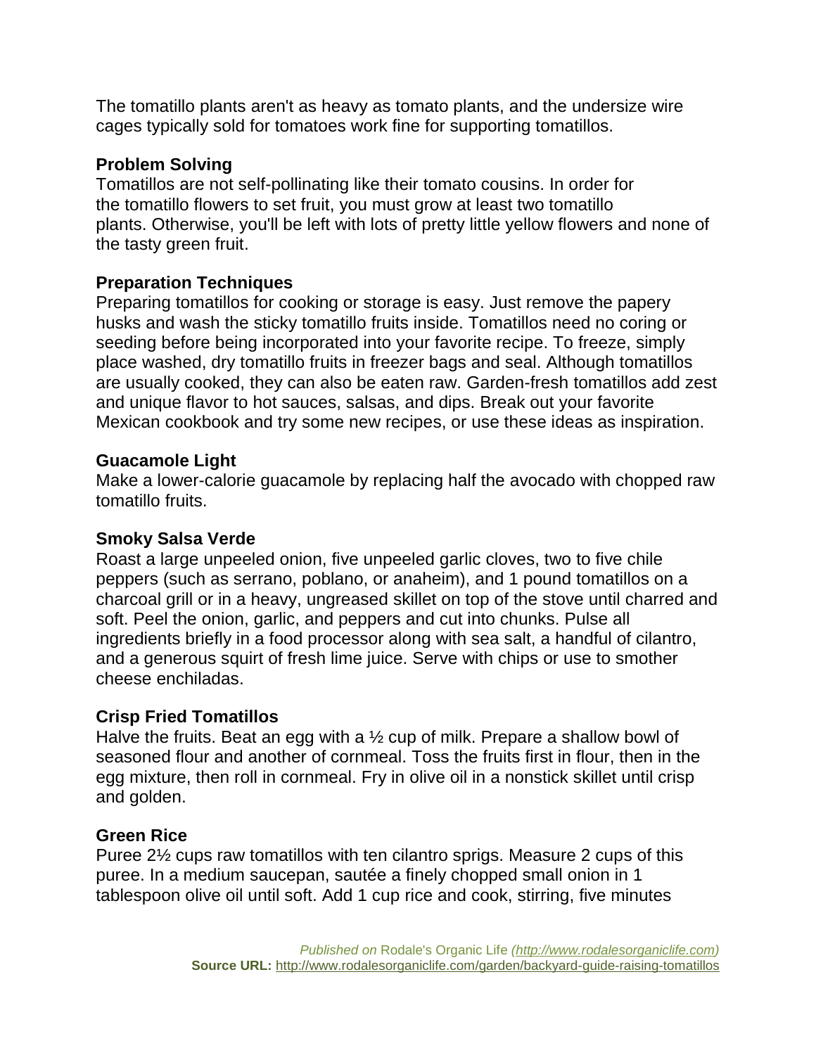The tomatillo plants aren't as heavy as tomato plants, and the undersize wire cages typically sold for tomatoes work fine for supporting tomatillos.

**Problem Solving**

Tomatillos are not self-pollinating like their tomato cousins. In order for the tomatillo flowers to set fruit, you must grow at least two tomatillo plants. Otherwise, you'll be left with lots of pretty little yellow flowers and none of the tasty green fruit.

**Preparation Techniques**

Preparing tomatillos for cooking or storage is easy. Just remove the papery husks and wash the sticky tomatillo fruits inside. Tomatillos need no coring or seeding before being incorporated into your favorite recipe. To freeze, simply place washed, dry tomatillo fruits in freezer bags and seal. Although tomatillos are usually cooked, they can also be eaten raw. Garden-fresh tomatillos add zest and unique flavor to hot sauces, salsas, and dips. Break out your favorite Mexican cookbook and try some new recipes, or use these ideas as inspiration.

**Guacamole Light**

Make a lower-calorie guacamole by replacing half the avocado with chopped raw tomatillo fruits.

**Smoky Salsa Verde**

Roast a large unpeeled onion, five unpeeled garlic cloves, two to five chile peppers (such as serrano, poblano, or anaheim), and 1 pound tomatillos on a charcoal grill or in a heavy, ungreased skillet on top of the stove until charred and soft. Peel the onion, garlic, and peppers and cut into chunks. Pulse all ingredients briefly in a food processor along with sea salt, a handful of cilantro, and a generous squirt of fresh lime juice. Serve with chips or use to smother cheese enchiladas.

**Crisp Fried Tomatillos**

Halve the fruits. Beat an egg with a ½ cup of milk. Prepare a shallow bowl of seasoned flour and another of cornmeal. Toss the fruits first in flour, then in the egg mixture, then roll in cornmeal. Fry in olive oil in a nonstick skillet until crisp and golden.

**Green Rice**

Puree 2½ cups raw tomatillos with ten cilantro sprigs. Measure 2 cups of this puree. In a medium saucepan, sautée a finely chopped small onion in 1 tablespoon olive oil until soft. Add 1 cup rice and cook, stirring, five minutes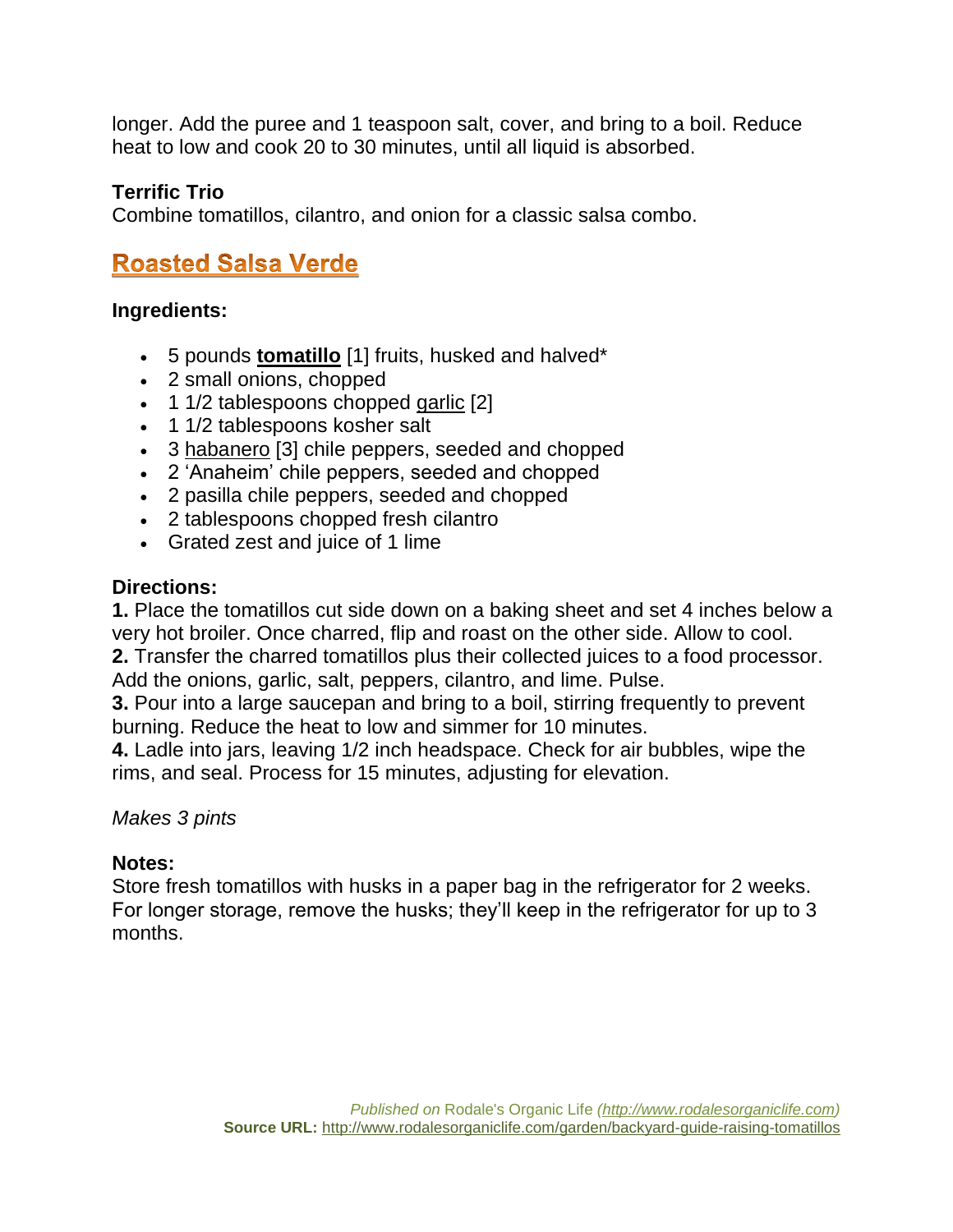longer. Add the puree and 1 teaspoon salt, cover, and bring to a boil. Reduce heat to low and cook 20 to 30 minutes, until all liquid is absorbed.

**Terrific Trio**
Combine tomatillos, cilantro, and onion for a classic salsa combo.

## Roasted Salsa Verde

**Ingredients:**

- 5 pounds **tomatillo** [1] fruits, husked and halved*
- 2 small onions, chopped
- 1 1/2 tablespoons chopped garlic [2]
- 1 1/2 tablespoons kosher salt
- 3 habanero [3] chile peppers, seeded and chopped
- 2 'Anaheim' chile peppers, seeded and chopped
- 2 pasilla chile peppers, seeded and chopped
- 2 tablespoons chopped fresh cilantro
- Grated zest and juice of 1 lime

**Directions:**
**1.** Place the tomatillos cut side down on a baking sheet and set 4 inches below a very hot broiler. Once charred, flip and roast on the other side. Allow to cool.
**2.** Transfer the charred tomatillos plus their collected juices to a food processor. Add the onions, garlic, salt, peppers, cilantro, and lime. Pulse.
**3.** Pour into a large saucepan and bring to a boil, stirring frequently to prevent burning. Reduce the heat to low and simmer for 10 minutes.
**4.** Ladle into jars, leaving 1/2 inch headspace. Check for air bubbles, wipe the rims, and seal. Process for 15 minutes, adjusting for elevation.

*Makes 3 pints*

**Notes:**
Store fresh tomatillos with husks in a paper bag in the refrigerator for 2 weeks. For longer storage, remove the husks; they'll keep in the refrigerator for up to 3 months.

*Published on* Rodale's Organic Life *(http://www.rodalesorganiclife.com)*
**Source URL:** http://www.rodalesorganiclife.com/garden/backyard-guide-raising-tomatillos